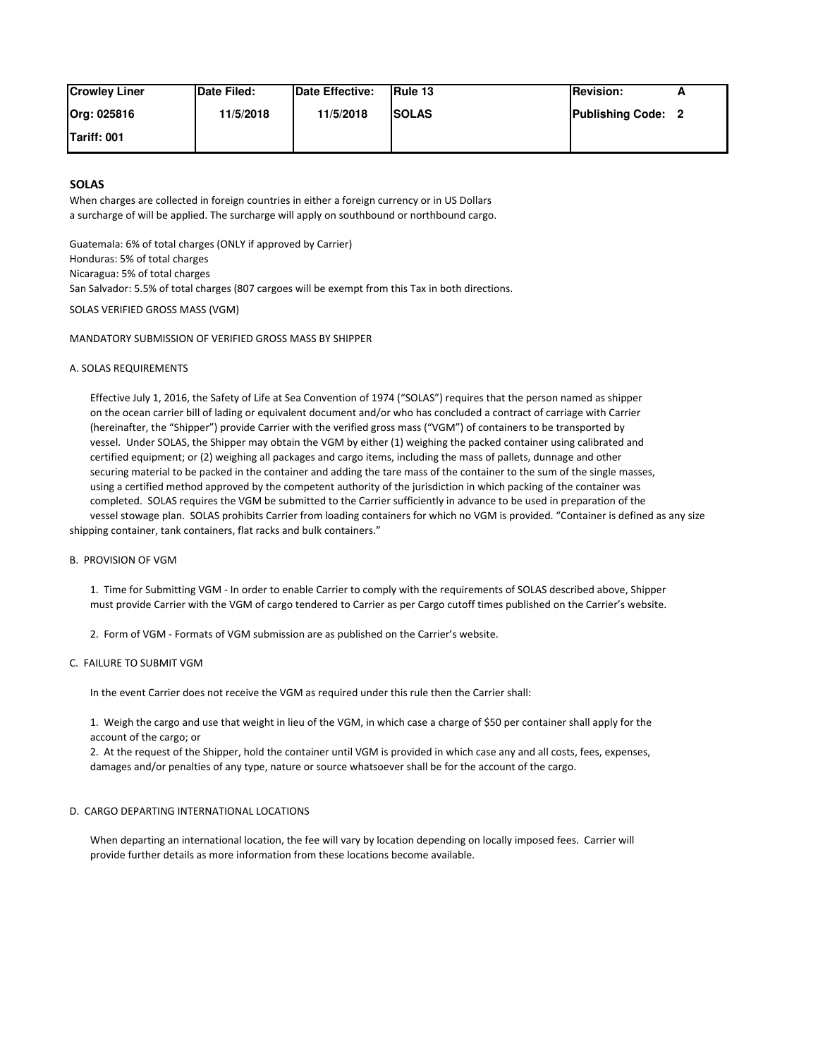| Crowley Liner | Date Filed: | Date Effective: | Rule 13 | Revision: A |
|---|---|---|---|---|
| Org: 025816 | 11/5/2018 | 11/5/2018 | SOLAS | Publishing Code: 2 |
| Tariff: 001 | | | | |

## SOLAS

When charges are collected in foreign countries in either a foreign currency or in US Dollars a surcharge of will be applied. The surcharge will apply on southbound or northbound cargo.

Guatemala: 6% of total charges (ONLY if approved by Carrier)
Honduras: 5% of total charges
Nicaragua: 5% of total charges
San Salvador: 5.5% of total charges (807 cargoes will be exempt from this Tax in both directions.

SOLAS VERIFIED GROSS MASS (VGM)

MANDATORY SUBMISSION OF VERIFIED GROSS MASS BY SHIPPER

A. SOLAS REQUIREMENTS

Effective July 1, 2016, the Safety of Life at Sea Convention of 1974 ("SOLAS") requires that the person named as shipper on the ocean carrier bill of lading or equivalent document and/or who has concluded a contract of carriage with Carrier (hereinafter, the "Shipper") provide Carrier with the verified gross mass ("VGM") of containers to be transported by vessel. Under SOLAS, the Shipper may obtain the VGM by either (1) weighing the packed container using calibrated and certified equipment; or (2) weighing all packages and cargo items, including the mass of pallets, dunnage and other securing material to be packed in the container and adding the tare mass of the container to the sum of the single masses, using a certified method approved by the competent authority of the jurisdiction in which packing of the container was completed. SOLAS requires the VGM be submitted to the Carrier sufficiently in advance to be used in preparation of the vessel stowage plan. SOLAS prohibits Carrier from loading containers for which no VGM is provided. "Container is defined as any size shipping container, tank containers, flat racks and bulk containers."

B. PROVISION OF VGM

1. Time for Submitting VGM - In order to enable Carrier to comply with the requirements of SOLAS described above, Shipper must provide Carrier with the VGM of cargo tendered to Carrier as per Cargo cutoff times published on the Carrier's website.

2. Form of VGM - Formats of VGM submission are as published on the Carrier's website.

C. FAILURE TO SUBMIT VGM

In the event Carrier does not receive the VGM as required under this rule then the Carrier shall:

1. Weigh the cargo and use that weight in lieu of the VGM, in which case a charge of $50 per container shall apply for the account of the cargo; or
2. At the request of the Shipper, hold the container until VGM is provided in which case any and all costs, fees, expenses, damages and/or penalties of any type, nature or source whatsoever shall be for the account of the cargo.

D. CARGO DEPARTING INTERNATIONAL LOCATIONS

When departing an international location, the fee will vary by location depending on locally imposed fees. Carrier will provide further details as more information from these locations become available.